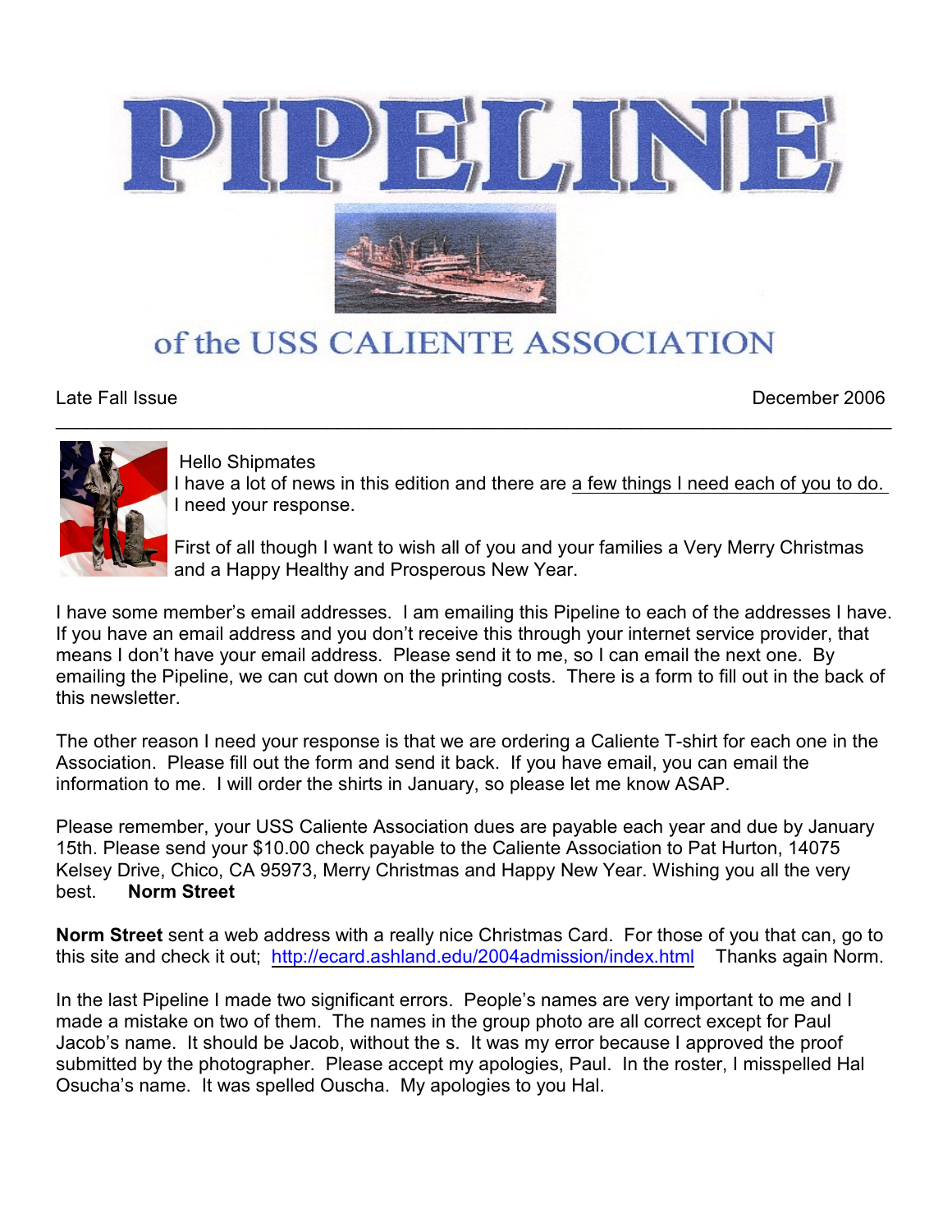# PIPELINE

## of the USS CALIENTE ASSOCIATION

Late Fall Issue December 2006

---

Hello Shipmates

I have a lot of news in this edition and there are a few things I need each of you to do. I need your response.

First of all though I want to wish all of you and your families a Very Merry Christmas and a Happy Healthy and Prosperous New Year.

I have some member's email addresses. I am emailing this Pipeline to each of the addresses I have. If you have an email address and you don't receive this through your internet service provider, that means I don't have your email address. Please send it to me, so I can email the next one. By emailing the Pipeline, we can cut down on the printing costs. There is a form to fill out in the back of this newsletter.

The other reason I need your response is that we are ordering a Caliente T-shirt for each one in the Association. Please fill out the form and send it back. If you have email, you can email the information to me. I will order the shirts in January, so please let me know ASAP.

Please remember, your USS Caliente Association dues are payable each year and due by January 15th. Please send your $10.00 check payable to the Caliente Association to Pat Hurton, 14075 Kelsey Drive, Chico, CA 95973, Merry Christmas and Happy New Year. Wishing you all the very best. **Norm Street**

**Norm Street** sent a web address with a really nice Christmas Card. For those of you that can, go to this site and check it out; http://ecard.ashland.edu/2004admission/index.html Thanks again Norm.

In the last Pipeline I made two significant errors. People's names are very important to me and I made a mistake on two of them. The names in the group photo are all correct except for Paul Jacob's name. It should be Jacob, without the s. It was my error because I approved the proof submitted by the photographer. Please accept my apologies, Paul. In the roster, I misspelled Hal Osucha's name. It was spelled Ouscha. My apologies to you Hal.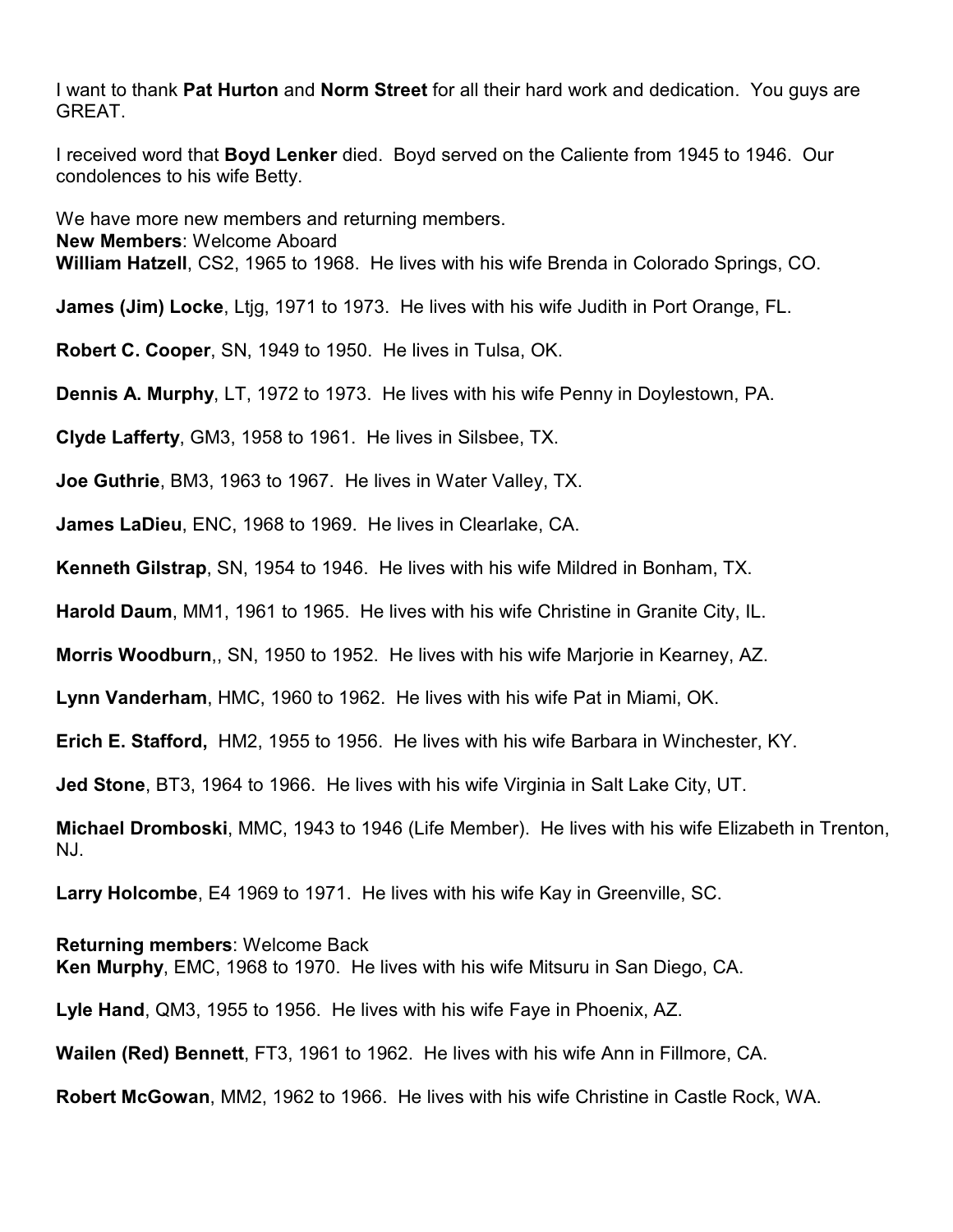I want to thank **Pat Hurton** and **Norm Street** for all their hard work and dedication. You guys are GREAT.

I received word that **Boyd Lenker** died. Boyd served on the Caliente from 1945 to 1946. Our condolences to his wife Betty.

We have more new members and returning members.
**New Members**: Welcome Aboard
**William Hatzell**, CS2, 1965 to 1968. He lives with his wife Brenda in Colorado Springs, CO.

**James (Jim) Locke**, Ltjg, 1971 to 1973. He lives with his wife Judith in Port Orange, FL.

**Robert C. Cooper**, SN, 1949 to 1950. He lives in Tulsa, OK.

**Dennis A. Murphy**, LT, 1972 to 1973. He lives with his wife Penny in Doylestown, PA.

**Clyde Lafferty**, GM3, 1958 to 1961. He lives in Silsbee, TX.

**Joe Guthrie**, BM3, 1963 to 1967. He lives in Water Valley, TX.

**James LaDieu**, ENC, 1968 to 1969. He lives in Clearlake, CA.

**Kenneth Gilstrap**, SN, 1954 to 1946. He lives with his wife Mildred in Bonham, TX.

**Harold Daum**, MM1, 1961 to 1965. He lives with his wife Christine in Granite City, IL.

**Morris Woodburn**,, SN, 1950 to 1952. He lives with his wife Marjorie in Kearney, AZ.

**Lynn Vanderham**, HMC, 1960 to 1962. He lives with his wife Pat in Miami, OK.

**Erich E. Stafford,** HM2, 1955 to 1956. He lives with his wife Barbara in Winchester, KY.

**Jed Stone**, BT3, 1964 to 1966. He lives with his wife Virginia in Salt Lake City, UT.

**Michael Dromboski**, MMC, 1943 to 1946 (Life Member). He lives with his wife Elizabeth in Trenton, NJ.

**Larry Holcombe**, E4 1969 to 1971. He lives with his wife Kay in Greenville, SC.

**Returning members**: Welcome Back
**Ken Murphy**, EMC, 1968 to 1970. He lives with his wife Mitsuru in San Diego, CA.

**Lyle Hand**, QM3, 1955 to 1956. He lives with his wife Faye in Phoenix, AZ.

**Wailen (Red) Bennett**, FT3, 1961 to 1962. He lives with his wife Ann in Fillmore, CA.

**Robert McGowan**, MM2, 1962 to 1966. He lives with his wife Christine in Castle Rock, WA.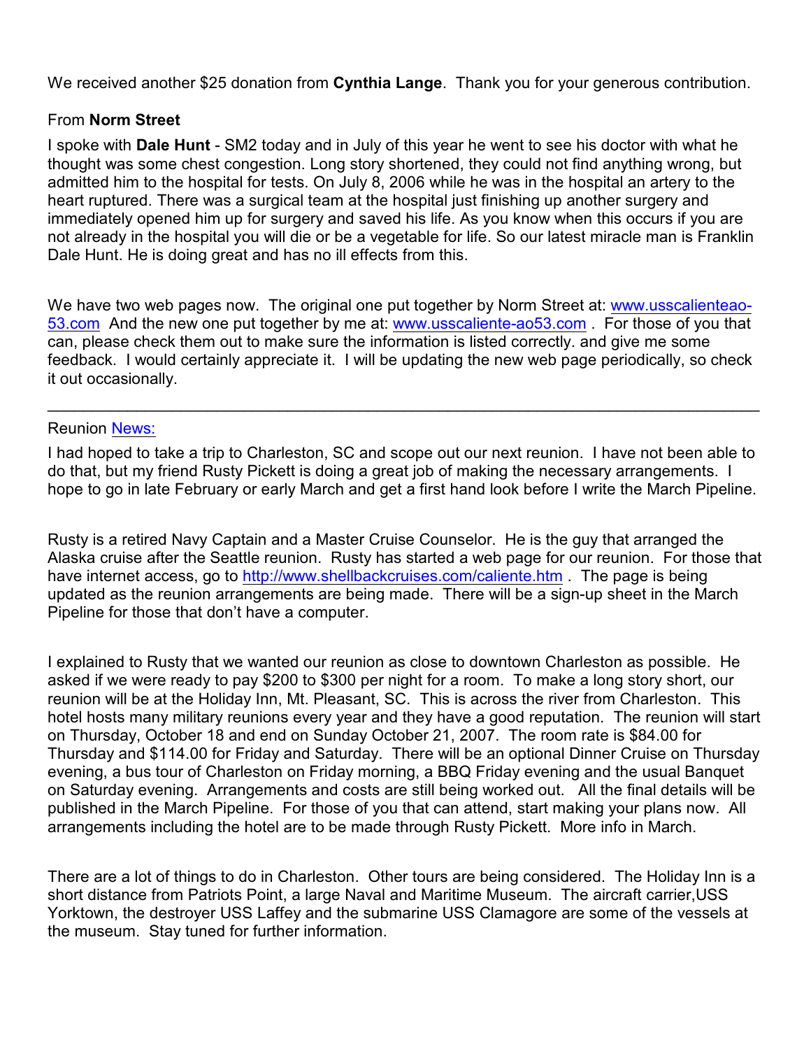We received another $25 donation from **Cynthia Lange**. Thank you for your generous contribution.

From **Norm Street**

I spoke with **Dale Hunt** - SM2 today and in July of this year he went to see his doctor with what he thought was some chest congestion. Long story shortened, they could not find anything wrong, but admitted him to the hospital for tests. On July 8, 2006 while he was in the hospital an artery to the heart ruptured. There was a surgical team at the hospital just finishing up another surgery and immediately opened him up for surgery and saved his life. As you know when this occurs if you are not already in the hospital you will die or be a vegetable for life. So our latest miracle man is Franklin Dale Hunt. He is doing great and has no ill effects from this.

We have two web pages now. The original one put together by Norm Street at: www.usscalienteao-53.com And the new one put together by me at: www.usscaliente-ao53.com . For those of you that can, please check them out to make sure the information is listed correctly. and give me some feedback. I would certainly appreciate it. I will be updating the new web page periodically, so check it out occasionally.

---

Reunion News:

I had hoped to take a trip to Charleston, SC and scope out our next reunion. I have not been able to do that, but my friend Rusty Pickett is doing a great job of making the necessary arrangements. I hope to go in late February or early March and get a first hand look before I write the March Pipeline.

Rusty is a retired Navy Captain and a Master Cruise Counselor. He is the guy that arranged the Alaska cruise after the Seattle reunion. Rusty has started a web page for our reunion. For those that have internet access, go to http://www.shellbackcruises.com/caliente.htm . The page is being updated as the reunion arrangements are being made. There will be a sign-up sheet in the March Pipeline for those that don't have a computer.

I explained to Rusty that we wanted our reunion as close to downtown Charleston as possible. He asked if we were ready to pay $200 to $300 per night for a room. To make a long story short, our reunion will be at the Holiday Inn, Mt. Pleasant, SC. This is across the river from Charleston. This hotel hosts many military reunions every year and they have a good reputation. The reunion will start on Thursday, October 18 and end on Sunday October 21, 2007. The room rate is $84.00 for Thursday and $114.00 for Friday and Saturday. There will be an optional Dinner Cruise on Thursday evening, a bus tour of Charleston on Friday morning, a BBQ Friday evening and the usual Banquet on Saturday evening. Arrangements and costs are still being worked out. All the final details will be published in the March Pipeline. For those of you that can attend, start making your plans now. All arrangements including the hotel are to be made through Rusty Pickett. More info in March.

There are a lot of things to do in Charleston. Other tours are being considered. The Holiday Inn is a short distance from Patriots Point, a large Naval and Maritime Museum. The aircraft carrier,USS Yorktown, the destroyer USS Laffey and the submarine USS Clamagore are some of the vessels at the museum. Stay tuned for further information.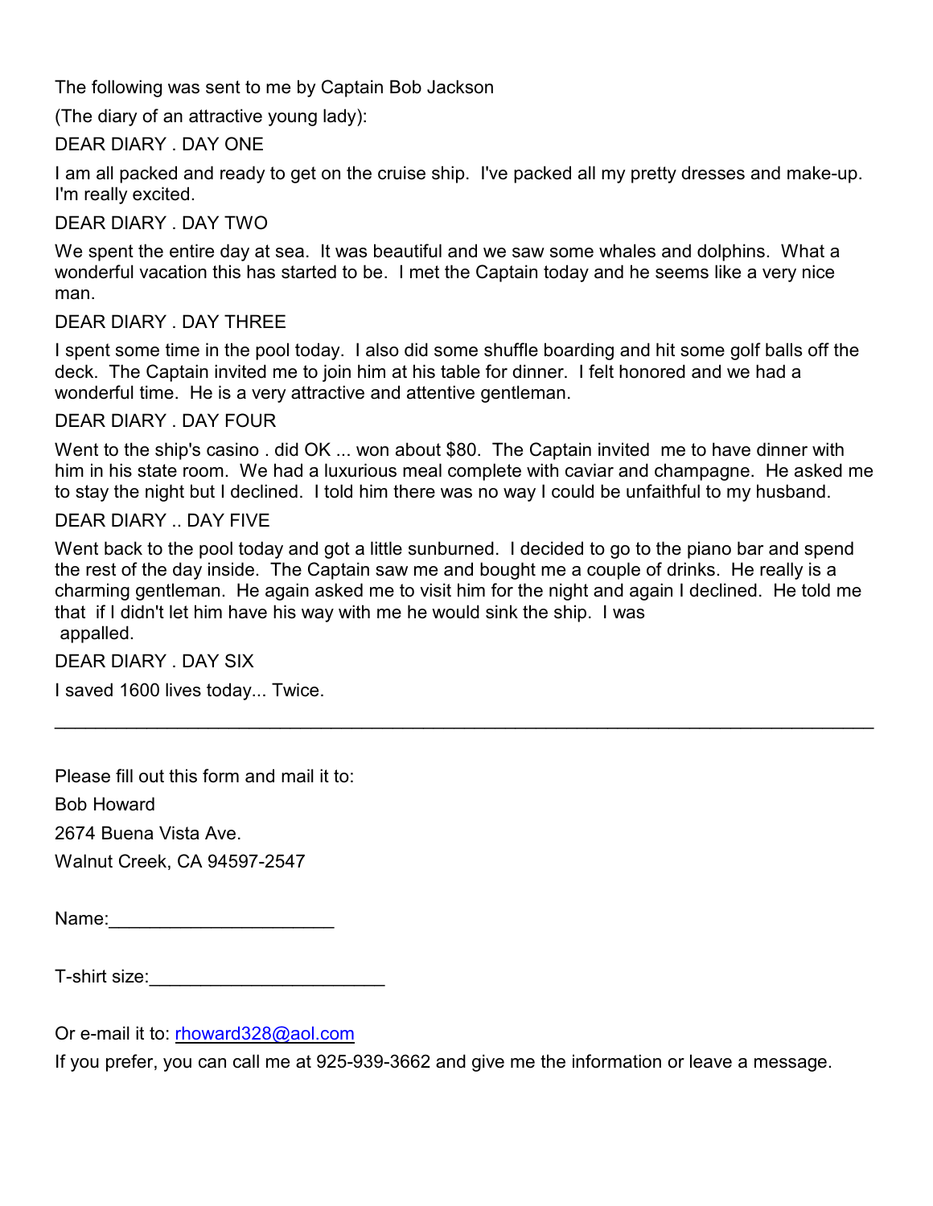The following was sent to me by Captain Bob Jackson

(The diary of an attractive young lady):

DEAR DIARY . DAY ONE

I am all packed and ready to get on the cruise ship. I've packed all my pretty dresses and make-up. I'm really excited.

DEAR DIARY . DAY TWO

We spent the entire day at sea. It was beautiful and we saw some whales and dolphins. What a wonderful vacation this has started to be. I met the Captain today and he seems like a very nice man.

DEAR DIARY . DAY THREE

I spent some time in the pool today. I also did some shuffle boarding and hit some golf balls off the deck. The Captain invited me to join him at his table for dinner. I felt honored and we had a wonderful time. He is a very attractive and attentive gentleman.

DEAR DIARY . DAY FOUR

Went to the ship's casino . did OK ... won about $80. The Captain invited me to have dinner with him in his state room. We had a luxurious meal complete with caviar and champagne. He asked me to stay the night but I declined. I told him there was no way I could be unfaithful to my husband.

DEAR DIARY .. DAY FIVE

Went back to the pool today and got a little sunburned. I decided to go to the piano bar and spend the rest of the day inside. The Captain saw me and bought me a couple of drinks. He really is a charming gentleman. He again asked me to visit him for the night and again I declined. He told me that if I didn't let him have his way with me he would sink the ship. I was appalled.

DEAR DIARY . DAY SIX

I saved 1600 lives today... Twice.

---

Please fill out this form and mail it to:

Bob Howard

2674 Buena Vista Ave.

Walnut Creek, CA 94597-2547

Name:______________________

T-shirt size:_______________________

Or e-mail it to: rhoward328@aol.com

If you prefer, you can call me at 925-939-3662 and give me the information or leave a message.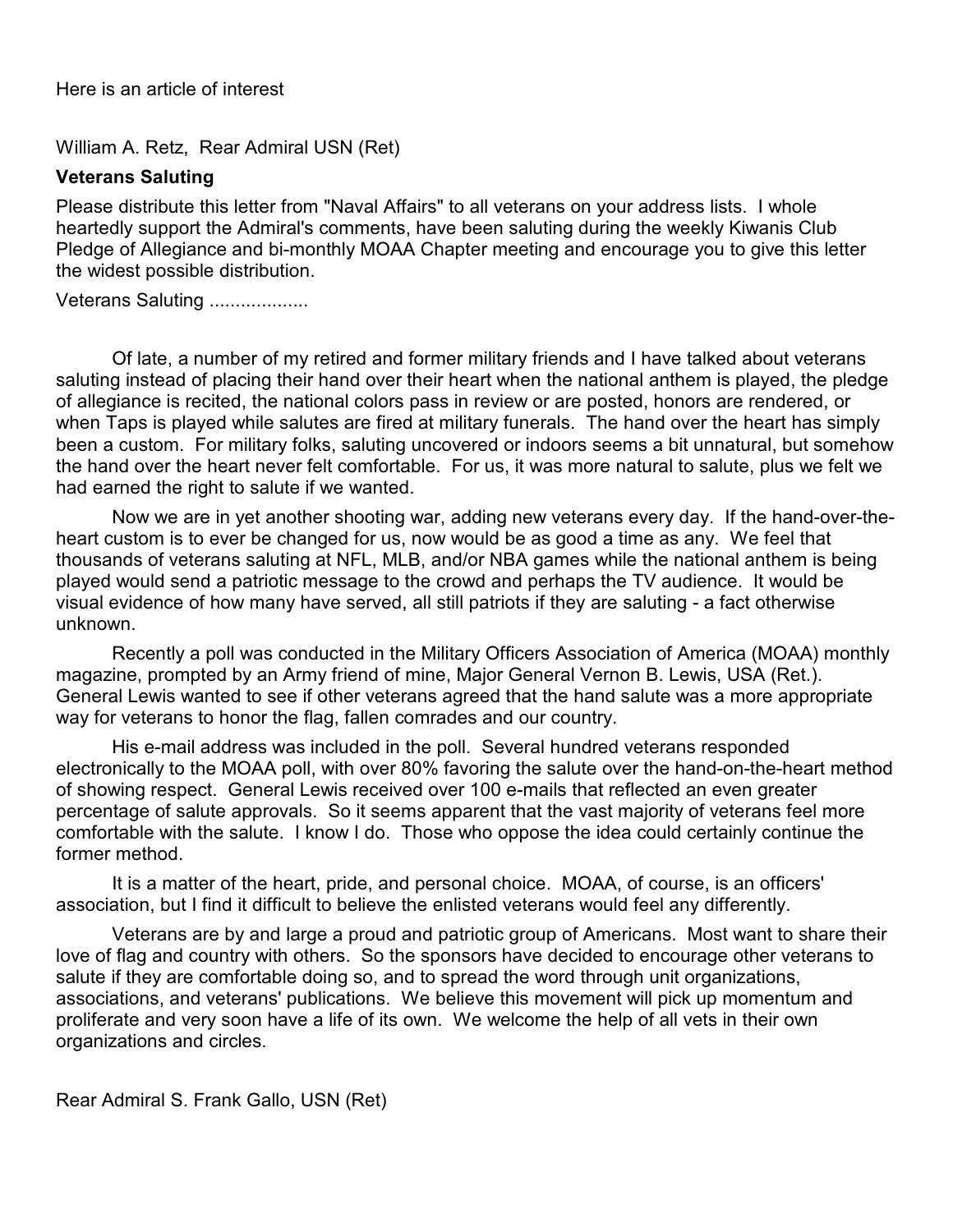Here is an article of interest

William A. Retz, Rear Admiral USN (Ret)

**Veterans Saluting**

Please distribute this letter from "Naval Affairs" to all veterans on your address lists. I whole heartedly support the Admiral's comments, have been saluting during the weekly Kiwanis Club Pledge of Allegiance and bi-monthly MOAA Chapter meeting and encourage you to give this letter the widest possible distribution.

Veterans Saluting ..................

Of late, a number of my retired and former military friends and I have talked about veterans saluting instead of placing their hand over their heart when the national anthem is played, the pledge of allegiance is recited, the national colors pass in review or are posted, honors are rendered, or when Taps is played while salutes are fired at military funerals. The hand over the heart has simply been a custom. For military folks, saluting uncovered or indoors seems a bit unnatural, but somehow the hand over the heart never felt comfortable. For us, it was more natural to salute, plus we felt we had earned the right to salute if we wanted.

Now we are in yet another shooting war, adding new veterans every day. If the hand-over-the-heart custom is to ever be changed for us, now would be as good a time as any. We feel that thousands of veterans saluting at NFL, MLB, and/or NBA games while the national anthem is being played would send a patriotic message to the crowd and perhaps the TV audience. It would be visual evidence of how many have served, all still patriots if they are saluting - a fact otherwise unknown.

Recently a poll was conducted in the Military Officers Association of America (MOAA) monthly magazine, prompted by an Army friend of mine, Major General Vernon B. Lewis, USA (Ret.). General Lewis wanted to see if other veterans agreed that the hand salute was a more appropriate way for veterans to honor the flag, fallen comrades and our country.

His e-mail address was included in the poll. Several hundred veterans responded electronically to the MOAA poll, with over 80% favoring the salute over the hand-on-the-heart method of showing respect. General Lewis received over 100 e-mails that reflected an even greater percentage of salute approvals. So it seems apparent that the vast majority of veterans feel more comfortable with the salute. I know I do. Those who oppose the idea could certainly continue the former method.

It is a matter of the heart, pride, and personal choice. MOAA, of course, is an officers' association, but I find it difficult to believe the enlisted veterans would feel any differently.

Veterans are by and large a proud and patriotic group of Americans. Most want to share their love of flag and country with others. So the sponsors have decided to encourage other veterans to salute if they are comfortable doing so, and to spread the word through unit organizations, associations, and veterans' publications. We believe this movement will pick up momentum and proliferate and very soon have a life of its own. We welcome the help of all vets in their own organizations and circles.

Rear Admiral S. Frank Gallo, USN (Ret)